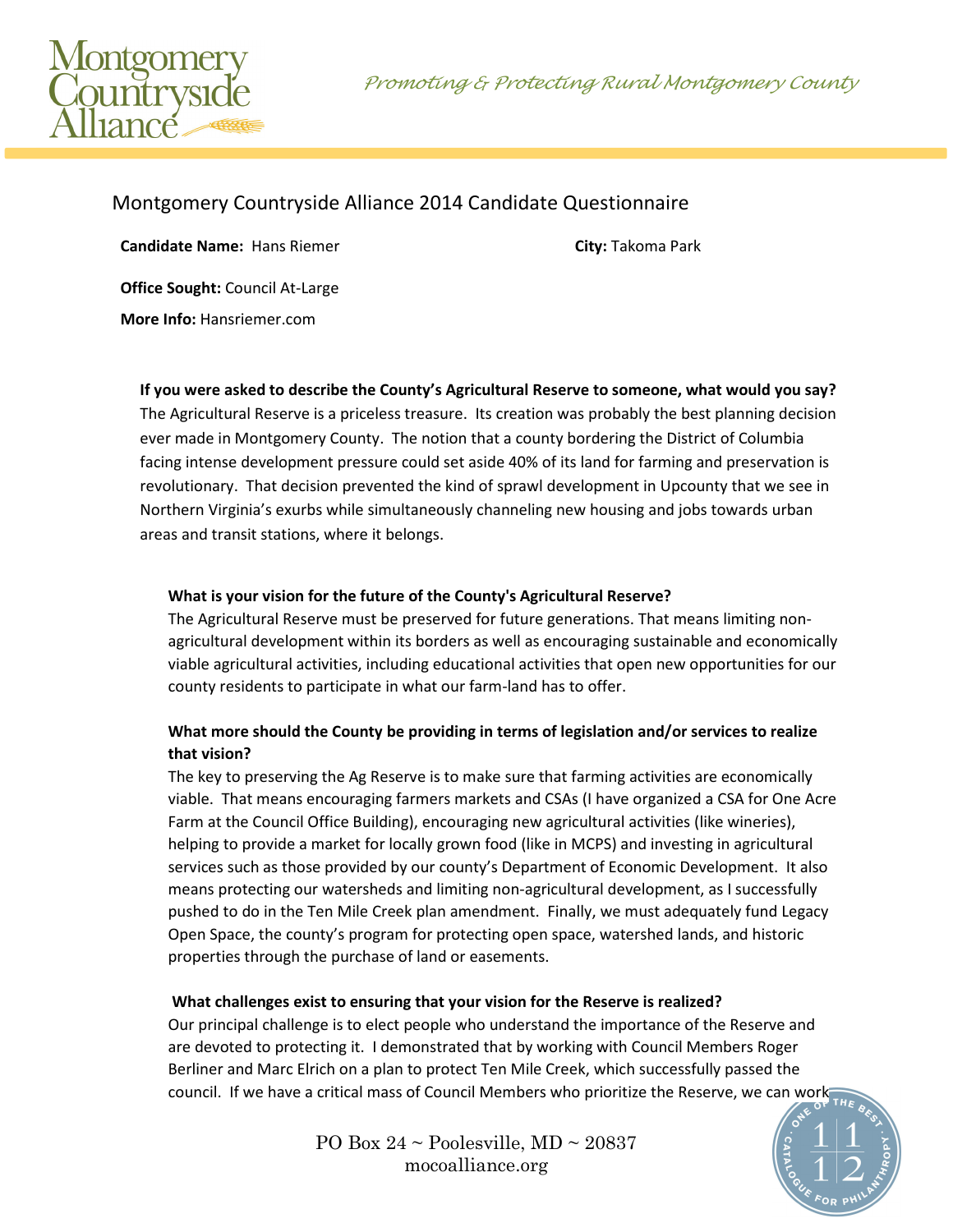# Montgomery Countryside Alliance 2014 Candidate Questionnaire

**Candidate Name:** Hans Riemer **City:** Takoma Park

**Office Sought:** Council At-Large

**More Info:** Hansriemer.com

**If you were asked to describe the County's Agricultural Reserve to someone, what would you say?**

The Agricultural Reserve is a priceless treasure. Its creation was probably the best planning decision ever made in Montgomery County. The notion that a county bordering the District of Columbia facing intense development pressure could set aside 40% of its land for farming and preservation is revolutionary. That decision prevented the kind of sprawl development in Upcounty that we see in Northern Virginia's exurbs while simultaneously channeling new housing and jobs towards urban areas and transit stations, where it belongs.

**What is your vision for the future of the County's Agricultural Reserve?**

The Agricultural Reserve must be preserved for future generations. That means limiting non-agricultural development within its borders as well as encouraging sustainable and economically viable agricultural activities, including educational activities that open new opportunities for our county residents to participate in what our farm-land has to offer.

**What more should the County be providing in terms of legislation and/or services to realize that vision?**

The key to preserving the Ag Reserve is to make sure that farming activities are economically viable. That means encouraging farmers markets and CSAs (I have organized a CSA for One Acre Farm at the Council Office Building), encouraging new agricultural activities (like wineries), helping to provide a market for locally grown food (like in MCPS) and investing in agricultural services such as those provided by our county's Department of Economic Development. It also means protecting our watersheds and limiting non-agricultural development, as I successfully pushed to do in the Ten Mile Creek plan amendment. Finally, we must adequately fund Legacy Open Space, the county's program for protecting open space, watershed lands, and historic properties through the purchase of land or easements.

**What challenges exist to ensuring that your vision for the Reserve is realized?**

Our principal challenge is to elect people who understand the importance of the Reserve and are devoted to protecting it. I demonstrated that by working with Council Members Roger Berliner and Marc Elrich on a plan to protect Ten Mile Creek, which successfully passed the council. If we have a critical mass of Council Members who prioritize the Reserve, we can work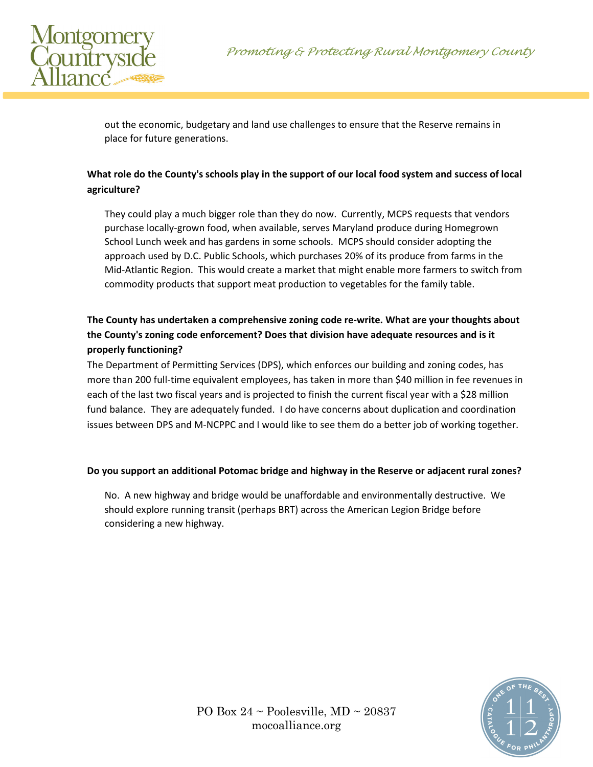out the economic, budgetary and land use challenges to ensure that the Reserve remains in place for future generations.

**What role do the County's schools play in the support of our local food system and success of local agriculture?**

They could play a much bigger role than they do now. Currently, MCPS requests that vendors purchase locally-grown food, when available, serves Maryland produce during Homegrown School Lunch week and has gardens in some schools. MCPS should consider adopting the approach used by D.C. Public Schools, which purchases 20% of its produce from farms in the Mid-Atlantic Region. This would create a market that might enable more farmers to switch from commodity products that support meat production to vegetables for the family table.

**The County has undertaken a comprehensive zoning code re-write. What are your thoughts about the County's zoning code enforcement? Does that division have adequate resources and is it properly functioning?**

The Department of Permitting Services (DPS), which enforces our building and zoning codes, has more than 200 full-time equivalent employees, has taken in more than $40 million in fee revenues in each of the last two fiscal years and is projected to finish the current fiscal year with a $28 million fund balance. They are adequately funded. I do have concerns about duplication and coordination issues between DPS and M-NCPPC and I would like to see them do a better job of working together.

**Do you support an additional Potomac bridge and highway in the Reserve or adjacent rural zones?**

No. A new highway and bridge would be unaffordable and environmentally destructive. We should explore running transit (perhaps BRT) across the American Legion Bridge before considering a new highway.